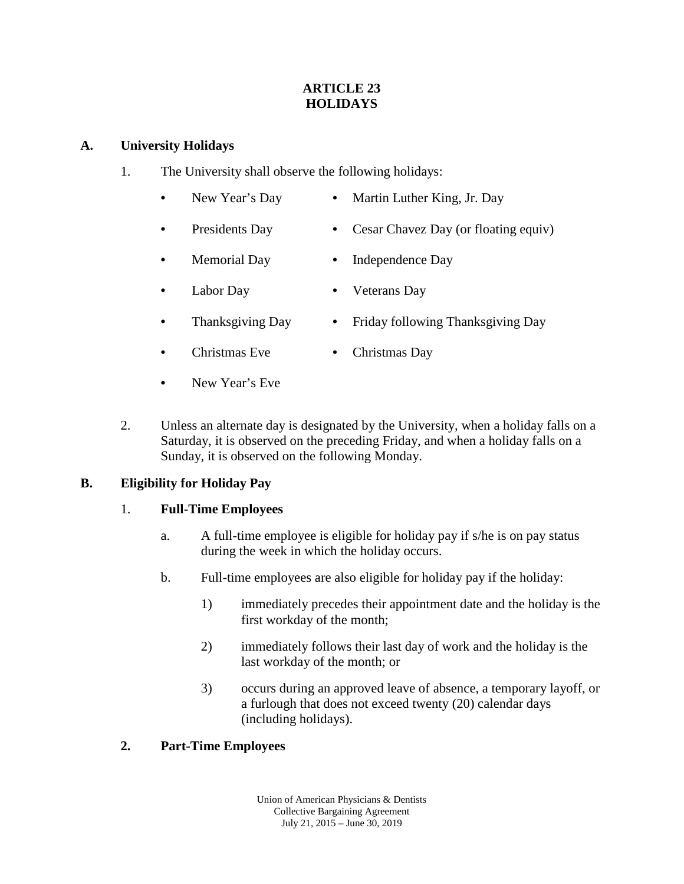# ARTICLE 23
# HOLIDAYS

## A. University Holidays

1. The University shall observe the following holidays:

   - New Year's Day
   - Martin Luther King, Jr. Day
   - Presidents Day
   - Cesar Chavez Day (or floating equiv)
   - Memorial Day
   - Independence Day
   - Labor Day
   - Veterans Day
   - Thanksgiving Day
   - Friday following Thanksgiving Day
   - Christmas Eve
   - Christmas Day
   - New Year's Eve

2. Unless an alternate day is designated by the University, when a holiday falls on a Saturday, it is observed on the preceding Friday, and when a holiday falls on a Sunday, it is observed on the following Monday.

## B. Eligibility for Holiday Pay

### 1. Full-Time Employees

a. A full-time employee is eligible for holiday pay if s/he is on pay status during the week in which the holiday occurs.

b. Full-time employees are also eligible for holiday pay if the holiday:

   1) immediately precedes their appointment date and the holiday is the first workday of the month;

   2) immediately follows their last day of work and the holiday is the last workday of the month; or

   3) occurs during an approved leave of absence, a temporary layoff, or a furlough that does not exceed twenty (20) calendar days (including holidays).

### 2. Part-Time Employees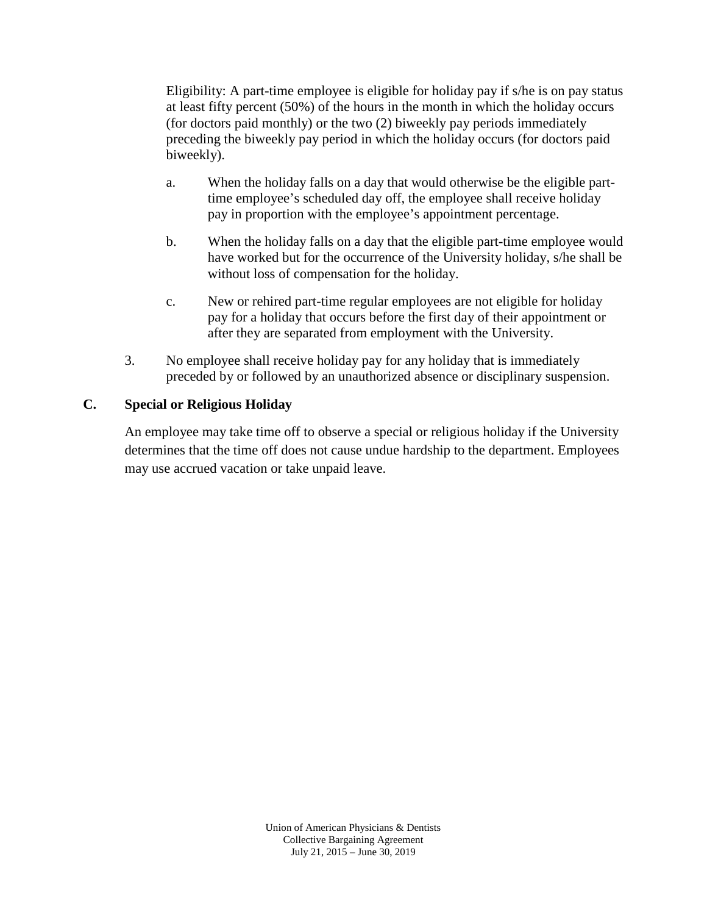Eligibility: A part-time employee is eligible for holiday pay if s/he is on pay status at least fifty percent (50%) of the hours in the month in which the holiday occurs (for doctors paid monthly) or the two (2) biweekly pay periods immediately preceding the biweekly pay period in which the holiday occurs (for doctors paid biweekly).

a. When the holiday falls on a day that would otherwise be the eligible part-time employee's scheduled day off, the employee shall receive holiday pay in proportion with the employee's appointment percentage.

b. When the holiday falls on a day that the eligible part-time employee would have worked but for the occurrence of the University holiday, s/he shall be without loss of compensation for the holiday.

c. New or rehired part-time regular employees are not eligible for holiday pay for a holiday that occurs before the first day of their appointment or after they are separated from employment with the University.

3. No employee shall receive holiday pay for any holiday that is immediately preceded by or followed by an unauthorized absence or disciplinary suspension.

## C. Special or Religious Holiday

An employee may take time off to observe a special or religious holiday if the University determines that the time off does not cause undue hardship to the department. Employees may use accrued vacation or take unpaid leave.